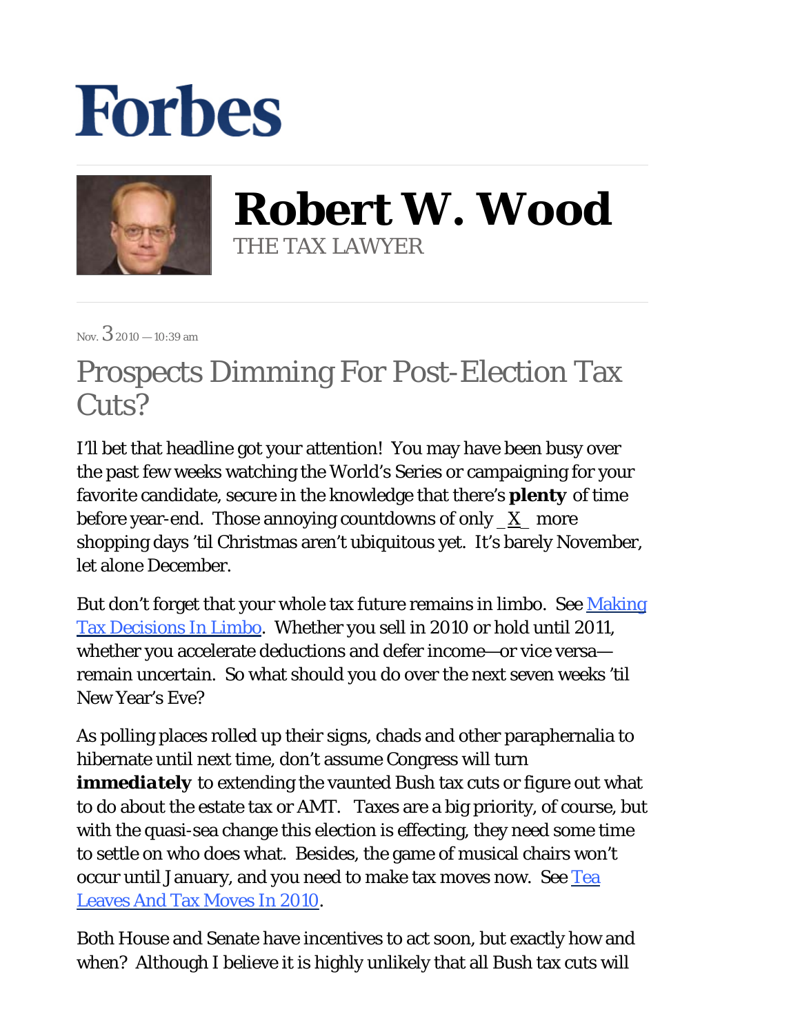# Forbes

# Robert W. Wood

THE TAX LAWYER

Nov. 3 2010 — 10:39 am

## Prospects Dimming For Post-Election Tax Cuts?

I'll bet that headline got your attention! You may have been busy over the past few weeks watching the World's Series or campaigning for your favorite candidate, secure in the knowledge that there's **plenty** of time before year-end. Those annoying countdowns of only _X_ more shopping days 'til Christmas aren't ubiquitous yet. It's barely November, let alone December.

But don't forget that your whole tax future remains in limbo. See [Making Tax Decisions In Limbo](). Whether you sell in 2010 or hold until 2011, whether you accelerate deductions and defer income—or vice versa—remain uncertain. So what should you do over the next seven weeks 'til New Year's Eve?

As polling places rolled up their signs, chads and other paraphernalia to hibernate until next time, don't assume Congress will turn ***immediately*** to extending the vaunted Bush tax cuts or figure out what to do about the estate tax or AMT. Taxes are a big priority, of course, but with the quasi-sea change this election is effecting, they need some time to settle on who does what. Besides, the game of musical chairs won't occur until January, and you need to make tax moves now. See [Tea Leaves And Tax Moves In 2010]().

Both House and Senate have incentives to act soon, but exactly how and when? Although I believe it is highly unlikely that all Bush tax cuts will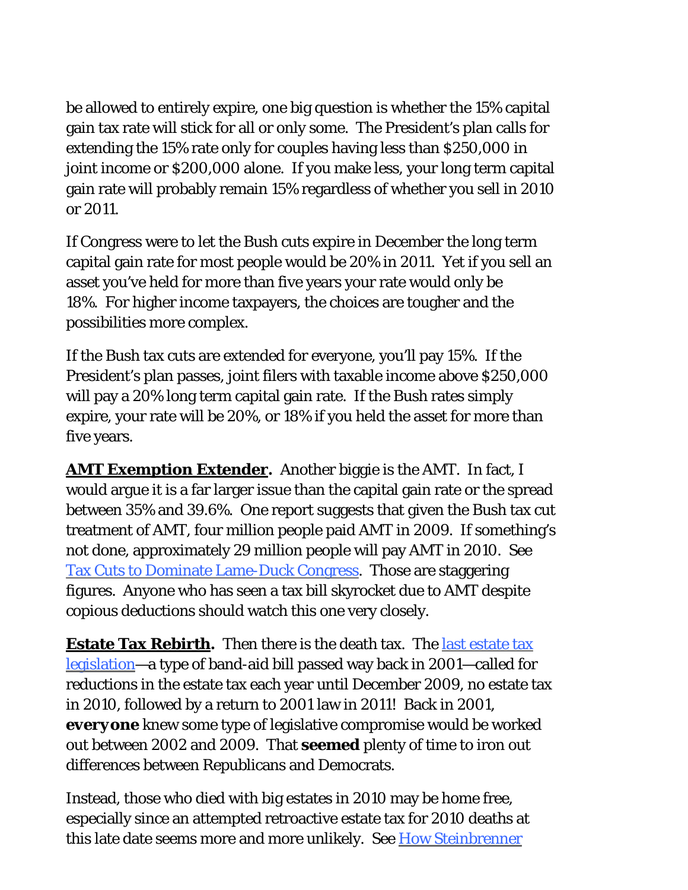be allowed to entirely expire, one big question is whether the 15% capital gain tax rate will stick for all or only some. The President's plan calls for extending the 15% rate only for couples having less than $250,000 in joint income or $200,000 alone. If you make less, your long term capital gain rate will probably remain 15% regardless of whether you sell in 2010 or 2011.

If Congress were to let the Bush cuts expire in December the long term capital gain rate for most people would be 20% in 2011. Yet if you sell an asset you've held for more than five years your rate would only be 18%. For higher income taxpayers, the choices are tougher and the possibilities more complex.

If the Bush tax cuts are extended for everyone, you'll pay 15%. If the President's plan passes, joint filers with taxable income above $250,000 will pay a 20% long term capital gain rate. If the Bush rates simply expire, your rate will be 20%, or 18% if you held the asset for more than five years.

**AMT Exemption Extender.** Another biggie is the AMT. In fact, I would argue it is a far larger issue than the capital gain rate or the spread between 35% and 39.6%. One report suggests that given the Bush tax cut treatment of AMT, four million people paid AMT in 2009. If something's not done, approximately 29 million people will pay AMT in 2010. See Tax Cuts to Dominate Lame-Duck Congress. Those are staggering figures. Anyone who has seen a tax bill skyrocket due to AMT despite copious deductions should watch this one very closely.

**Estate Tax Rebirth.** Then there is the death tax. The last estate tax legislation—a type of band-aid bill passed way back in 2001—called for reductions in the estate tax each year until December 2009, no estate tax in 2010, followed by a return to 2001 law in 2011! Back in 2001, **everyone** knew some type of legislative compromise would be worked out between 2002 and 2009. That **seemed** plenty of time to iron out differences between Republicans and Democrats.

Instead, those who died with big estates in 2010 may be home free, especially since an attempted retroactive estate tax for 2010 deaths at this late date seems more and more unlikely. See How Steinbrenner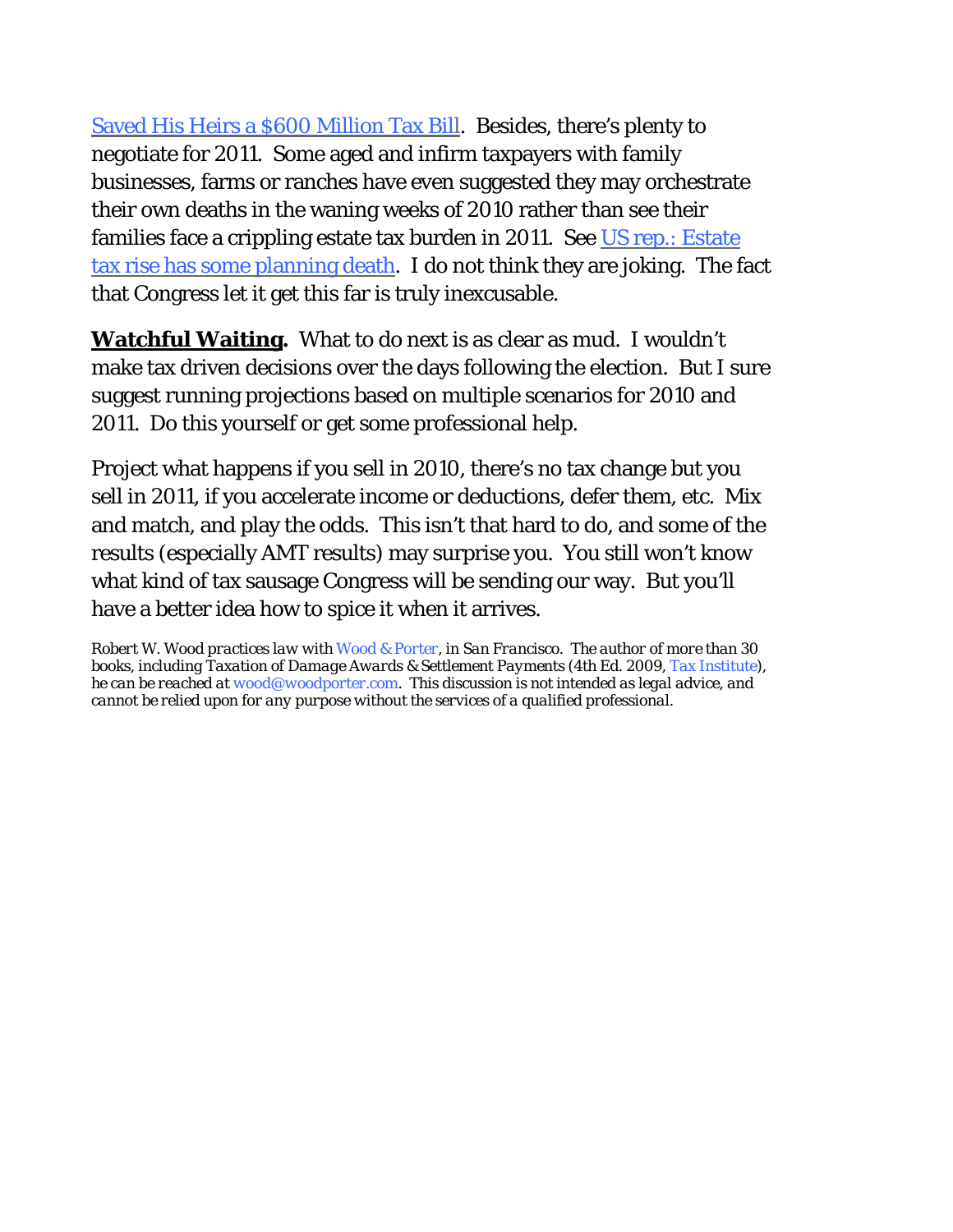Saved His Heirs a $600 Million Tax Bill. Besides, there's plenty to negotiate for 2011. Some aged and infirm taxpayers with family businesses, farms or ranches have even suggested they may orchestrate their own deaths in the waning weeks of 2010 rather than see their families face a crippling estate tax burden in 2011. See US rep.: Estate tax rise has some planning death. I do not think they are joking. The fact that Congress let it get this far is truly inexcusable.

**Watchful Waiting.** What to do next is as clear as mud. I wouldn't make tax driven decisions over the days following the election. But I sure suggest running projections based on multiple scenarios for 2010 and 2011. Do this yourself or get some professional help.

Project what happens if you sell in 2010, there's no tax change but you sell in 2011, if you accelerate income or deductions, defer them, etc. Mix and match, and play the odds. This isn't that hard to do, and some of the results (especially AMT results) may surprise you. You still won't know what kind of tax sausage Congress will be sending our way. But you'll have a better idea how to spice it when it arrives.

*Robert W. Wood practices law with Wood & Porter, in San Francisco. The author of more than 30 books, including Taxation of Damage Awards & Settlement Payments (4th Ed. 2009, Tax Institute), he can be reached at wood@woodporter.com. This discussion is not intended as legal advice, and cannot be relied upon for any purpose without the services of a qualified professional.*